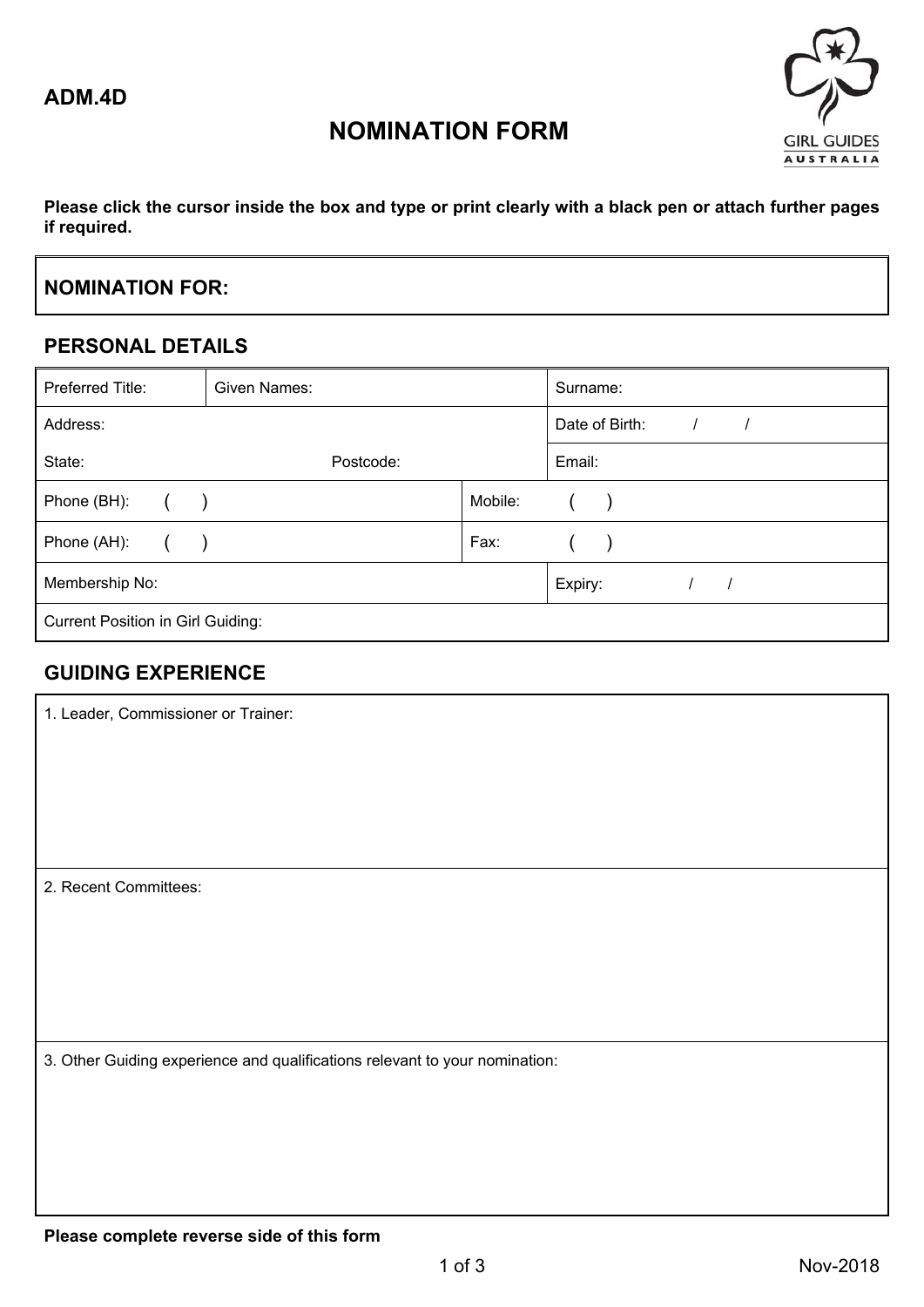ADM.4D

# NOMINATION FORM

**Please click the cursor inside the box and type or print clearly with a black pen or attach further pages if required.**

| **NOMINATION FOR:** |
|---|

## PERSONAL DETAILS

| Preferred Title: | Given Names: | | Surname: |
|---|---|---|---|
| Address: | | | Date of Birth: / / |
| State: | Postcode: | | Email: |
| Phone (BH): ( ) | | Mobile: ( ) | |
| Phone (AH): ( ) | | Fax: ( ) | |
| Membership No: | | | Expiry: / / |
| Current Position in Girl Guiding: | | | |

## GUIDING EXPERIENCE

| 1. Leader, Commissioner or Trainer: |
|---|
| 2. Recent Committees: |
| 3. Other Guiding experience and qualifications relevant to your nomination: |

**Please complete reverse side of this form**

Nov-2018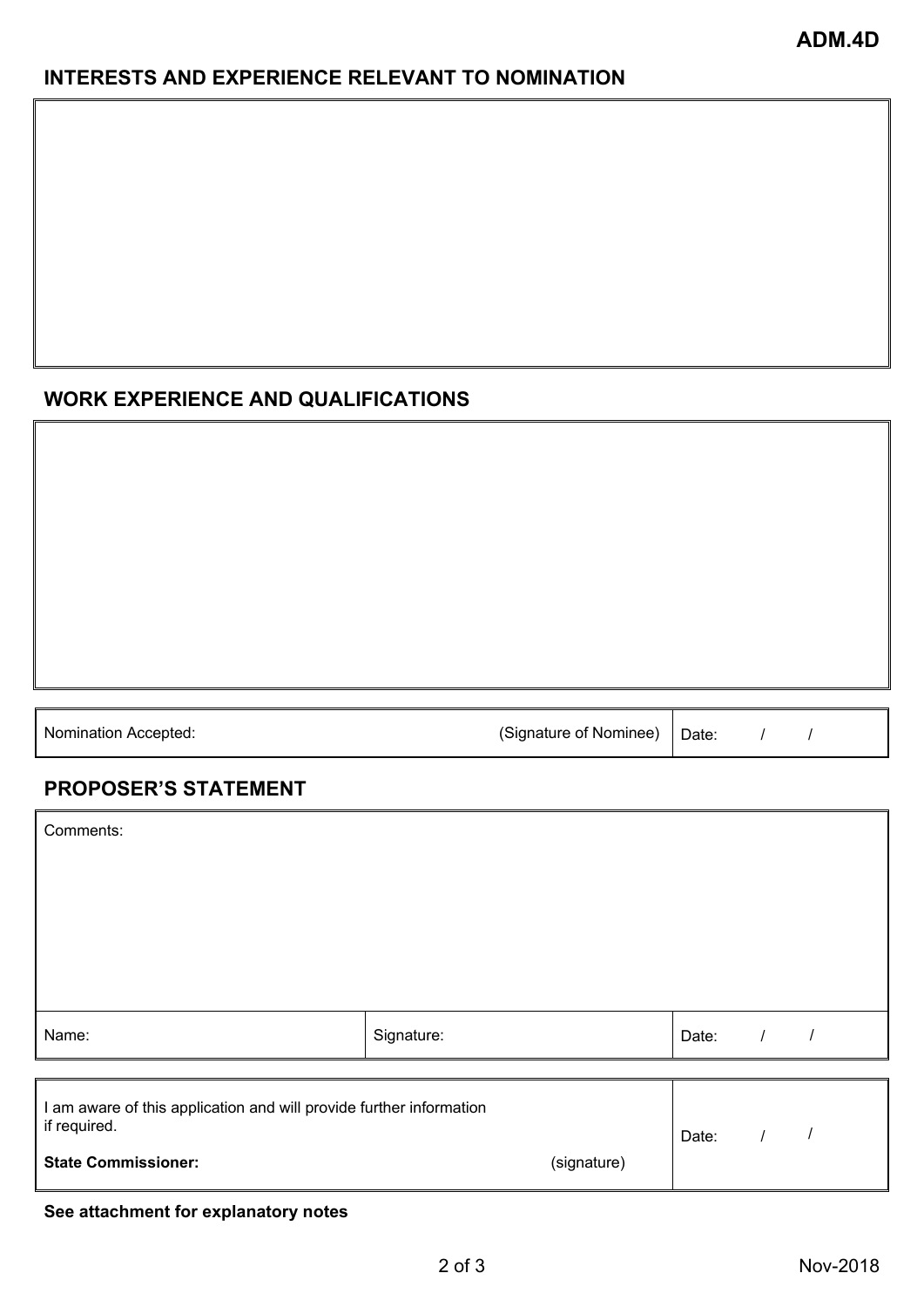## INTERESTS AND EXPERIENCE RELEVANT TO NOMINATION

## WORK EXPERIENCE AND QUALIFICATIONS

| Nomination Accepted: (Signature of Nominee) | Date: / / |
|---|---|

## PROPOSER'S STATEMENT

| Comments: | | |
|---|---|---|
| Name: | Signature: | Date: / / |

| I am aware of this application and will provide further information if required.<br>**State Commissioner:** (signature) | Date: / / |
|---|---|

**See attachment for explanatory notes**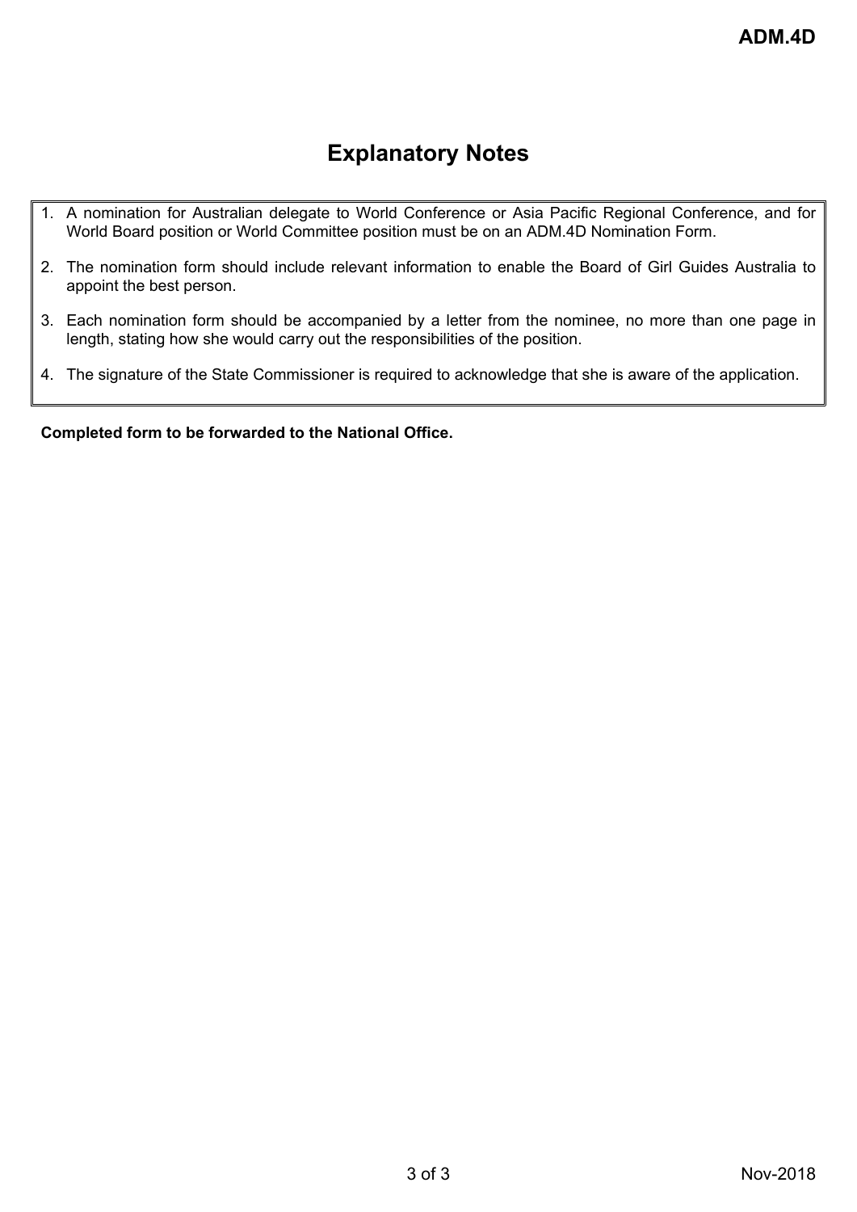# Explanatory Notes

1. A nomination for Australian delegate to World Conference or Asia Pacific Regional Conference, and for World Board position or World Committee position must be on an ADM.4D Nomination Form.
2. The nomination form should include relevant information to enable the Board of Girl Guides Australia to appoint the best person.
3. Each nomination form should be accompanied by a letter from the nominee, no more than one page in length, stating how she would carry out the responsibilities of the position.
4. The signature of the State Commissioner is required to acknowledge that she is aware of the application.

**Completed form to be forwarded to the National Office.**